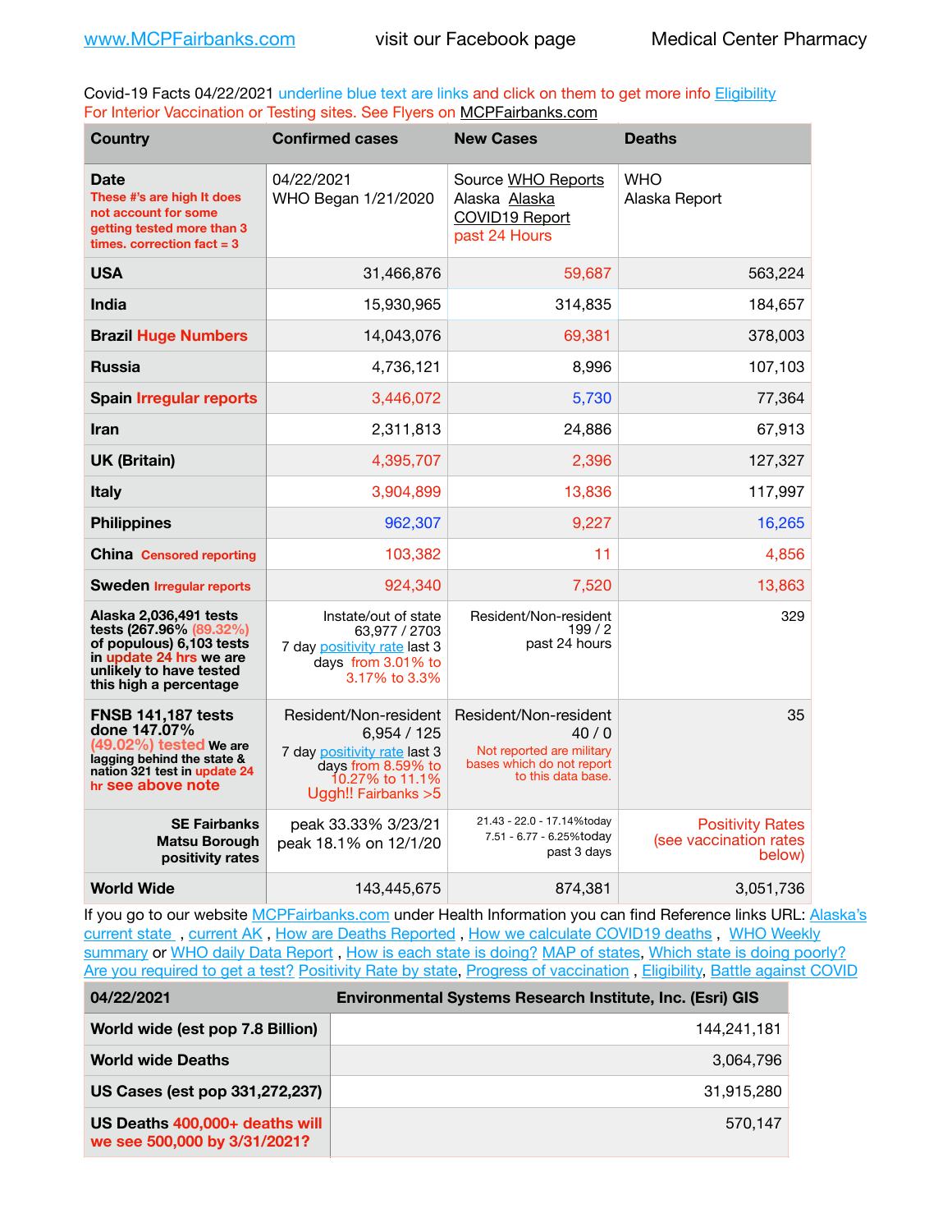www.MCPFairbanks.com visit our Facebook page Medical Center Pharmacy

Covid-19 Facts 04/22/2021 underline blue text are links and click on them to get more info Eligibility
For Interior Vaccination or Testing sites. See Flyers on MCPFairbanks.com

| Country | Confirmed cases | New Cases | Deaths |
|---|---|---|---|
| **Date** These #'s are high It does not account for some getting tested more than 3 times. correction fact = 3 | 04/22/2021 WHO Began 1/21/2020 | Source WHO Reports Alaska Alaska COVID19 Report past 24 Hours | WHO Alaska Report |
| **USA** | 31,466,876 | 59,687 | 563,224 |
| **India** | 15,930,965 | 314,835 | 184,657 |
| **Brazil** Huge Numbers | 14,043,076 | 69,381 | 378,003 |
| **Russia** | 4,736,121 | 8,996 | 107,103 |
| **Spain** Irregular reports | 3,446,072 | 5,730 | 77,364 |
| **Iran** | 2,311,813 | 24,886 | 67,913 |
| **UK (Britain)** | 4,395,707 | 2,396 | 127,327 |
| **Italy** | 3,904,899 | 13,836 | 117,997 |
| **Philippines** | 962,307 | 9,227 | 16,265 |
| **China** Censored reporting | 103,382 | 11 | 4,856 |
| **Sweden** Irregular reports | 924,340 | 7,520 | 13,863 |
| **Alaska 2,036,491 tests tests (267.96% (89.32%) of populous) 6,103 tests in update 24 hrs we are unlikely to have tested this high a percentage** | Instate/out of state 63,977 / 2703 7 day positivity rate last 3 days from 3.01% to 3.17% to 3.3% | Resident/Non-resident 199 / 2 past 24 hours | 329 |
| **FNSB 141,187 tests done 147.07% (49.02%) tested We are lagging behind the state & nation 321 test in update 24 hr see above note** | Resident/Non-resident 6,954 / 125 7 day positivity rate last 3 days from 8.59% to 10.27% to 11.1% Uggh!! Fairbanks >5 | Resident/Non-resident 40 / 0 Not reported are military bases which do not report to this data base. | 35 |
| **SE Fairbanks Matsu Borough positivity rates** | peak 33.33% 3/23/21 peak 18.1% on 12/1/20 | 21.43 - 22.0 - 17.14%today 7.51 - 6.77 - 6.25%today past 3 days | Positivity Rates (see vaccination rates below) |
| **World Wide** | 143,445,675 | 874,381 | 3,051,736 |

If you go to our website MCPFairbanks.com under Health Information you can find Reference links URL: Alaska's current state , current AK , How are Deaths Reported , How we calculate COVID19 deaths , WHO Weekly summary or WHO daily Data Report , How is each state is doing? MAP of states, Which state is doing poorly? Are you required to get a test? Positivity Rate by state, Progress of vaccination , Eligibility, Battle against COVID

| 04/22/2021 | Environmental Systems Research Institute, Inc. (Esri) GIS |
|---|---|
| **World wide (est pop 7.8 Billion)** | 144,241,181 |
| **World wide Deaths** | 3,064,796 |
| **US Cases (est pop 331,272,237)** | 31,915,280 |
| **US Deaths** 400,000+ deaths will we see 500,000 by 3/31/2021? | 570,147 |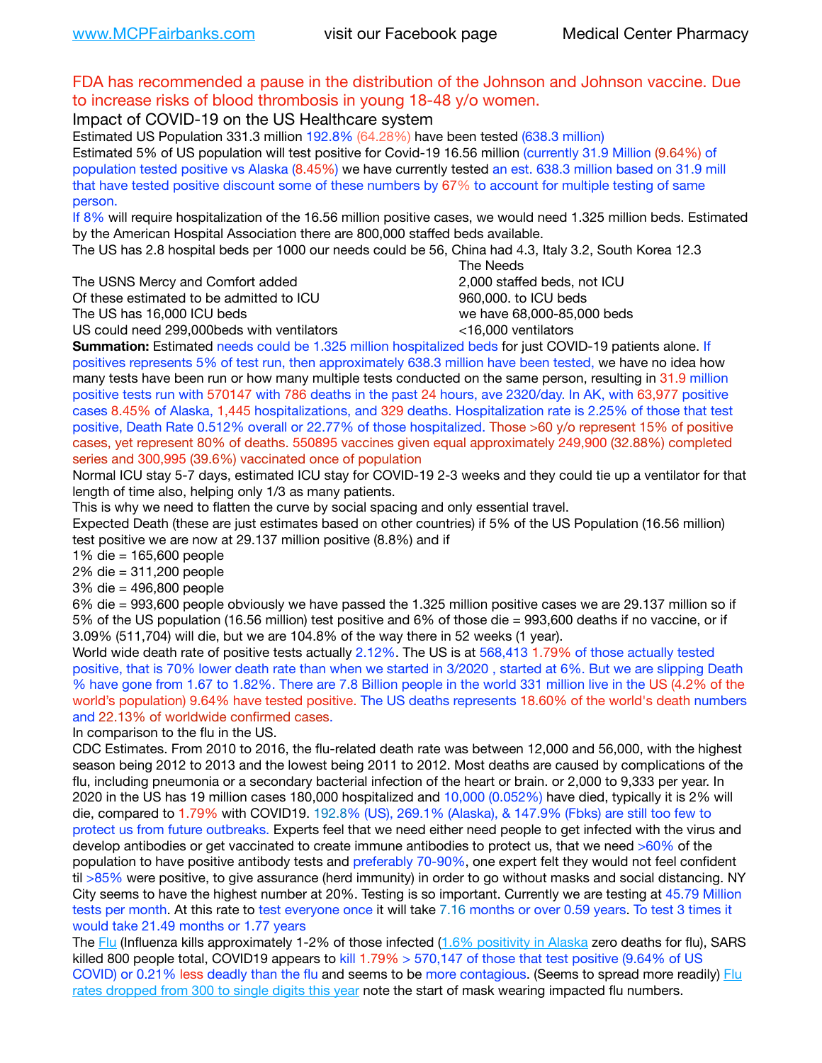FDA has recommended a pause in the distribution of the Johnson and Johnson vaccine. Due to increase risks of blood thrombosis in young 18-48 y/o women.

Impact of COVID-19 on the US Healthcare system

Estimated US Population 331.3 million 192.8% (64.28%) have been tested (638.3 million)

Estimated 5% of US population will test positive for Covid-19 16.56 million (currently 31.9 Million (9.64%) of population tested positive vs Alaska (8.45%) we have currently tested an est. 638.3 million based on 31.9 mill that have tested positive discount some of these numbers by 67% to account for multiple testing of same person.

If 8% will require hospitalization of the 16.56 million positive cases, we would need 1.325 million beds. Estimated by the American Hospital Association there are 800,000 staffed beds available.

The US has 2.8 hospital beds per 1000 our needs could be 56, China had 4.3, Italy 3.2, South Korea 12.3

| | The Needs |
|---|---|
| The USNS Mercy and Comfort added | 2,000 staffed beds, not ICU |
| Of these estimated to be admitted to ICU | 960,000. to ICU beds |
| The US has 16,000 ICU beds | we have 68,000-85,000 beds |
| US could need 299,000beds with ventilators | <16,000 ventilators |

**Summation:** Estimated needs could be 1.325 million hospitalized beds for just COVID-19 patients alone. If positives represents 5% of test run, then approximately 638.3 million have been tested, we have no idea how many tests have been run or how many multiple tests conducted on the same person, resulting in 31.9 million positive tests run with 570147 with 786 deaths in the past 24 hours, ave 2320/day. In AK, with 63,977 positive cases 8.45% of Alaska, 1,445 hospitalizations, and 329 deaths. Hospitalization rate is 2.25% of those that test positive, Death Rate 0.512% overall or 22.77% of those hospitalized. Those >60 y/o represent 15% of positive cases, yet represent 80% of deaths. 550895 vaccines given equal approximately 249,900 (32.88%) completed series and 300,995 (39.6%) vaccinated once of population

Normal ICU stay 5-7 days, estimated ICU stay for COVID-19 2-3 weeks and they could tie up a ventilator for that length of time also, helping only 1/3 as many patients.

This is why we need to flatten the curve by social spacing and only essential travel.

Expected Death (these are just estimates based on other countries) if 5% of the US Population (16.56 million) test positive we are now at 29.137 million positive (8.8%) and if

1% die = 165,600 people

2% die = 311,200 people

3% die = 496,800 people

6% die = 993,600 people obviously we have passed the 1.325 million positive cases we are 29.137 million so if 5% of the US population (16.56 million) test positive and 6% of those die = 993,600 deaths if no vaccine, or if 3.09% (511,704) will die, but we are 104.8% of the way there in 52 weeks (1 year).

World wide death rate of positive tests actually 2.12%. The US is at 568,413 1.79% of those actually tested positive, that is 70% lower death rate than when we started in 3/2020 , started at 6%. But we are slipping Death % have gone from 1.67 to 1.82%. There are 7.8 Billion people in the world 331 million live in the US (4.2% of the world's population) 9.64% have tested positive. The US deaths represents 18.60% of the world's death numbers and 22.13% of worldwide confirmed cases.

In comparison to the flu in the US.

CDC Estimates. From 2010 to 2016, the flu-related death rate was between 12,000 and 56,000, with the highest season being 2012 to 2013 and the lowest being 2011 to 2012. Most deaths are caused by complications of the flu, including pneumonia or a secondary bacterial infection of the heart or brain. or 2,000 to 9,333 per year. In 2020 in the US has 19 million cases 180,000 hospitalized and 10,000 (0.052%) have died, typically it is 2% will die, compared to 1.79% with COVID19. 192.8% (US), 269.1% (Alaska), & 147.9% (Fbks) are still too few to protect us from future outbreaks. Experts feel that we need either need people to get infected with the virus and develop antibodies or get vaccinated to create immune antibodies to protect us, that we need >60% of the population to have positive antibody tests and preferably 70-90%, one expert felt they would not feel confident til >85% were positive, to give assurance (herd immunity) in order to go without masks and social distancing. NY City seems to have the highest number at 20%. Testing is so important. Currently we are testing at 45.79 Million tests per month. At this rate to test everyone once it will take 7.16 months or over 0.59 years. To test 3 times it would take 21.49 months or 1.77 years

The Flu (Influenza kills approximately 1-2% of those infected (1.6% positivity in Alaska zero deaths for flu), SARS killed 800 people total, COVID19 appears to kill 1.79% > 570,147 of those that test positive (9.64% of US COVID) or 0.21% less deadly than the flu and seems to be more contagious. (Seems to spread more readily) Flu rates dropped from 300 to single digits this year note the start of mask wearing impacted flu numbers.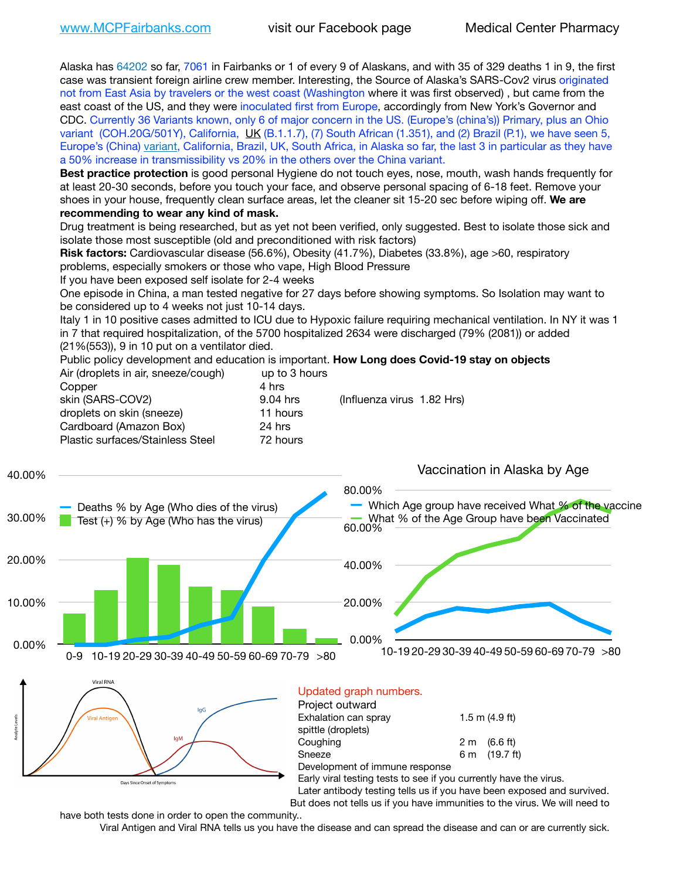www.MCPFairbanks.com visit our Facebook page Medical Center Pharmacy

Alaska has 64202 so far, 7061 in Fairbanks or 1 of every 9 of Alaskans, and with 35 of 329 deaths 1 in 9, the first case was transient foreign airline crew member. Interesting, the Source of Alaska's SARS-Cov2 virus originated not from East Asia by travelers or the west coast (Washington where it was first observed) , but came from the east coast of the US, and they were inoculated first from Europe, accordingly from New York's Governor and CDC. Currently 36 Variants known, only 6 of major concern in the US. (Europe's (china's)) Primary, plus an Ohio variant (COH.20G/501Y), California, UK (B.1.1.7), (7) South African (1.351), and (2) Brazil (P.1), we have seen 5, Europe's (China) variant, California, Brazil, UK, South Africa, in Alaska so far, the last 3 in particular as they have a 50% increase in transmissibility vs 20% in the others over the China variant.

**Best practice protection** is good personal Hygiene do not touch eyes, nose, mouth, wash hands frequently for at least 20-30 seconds, before you touch your face, and observe personal spacing of 6-18 feet. Remove your shoes in your house, frequently clean surface areas, let the cleaner sit 15-20 sec before wiping off. **We are recommending to wear any kind of mask.**

Drug treatment is being researched, but as yet not been verified, only suggested. Best to isolate those sick and isolate those most susceptible (old and preconditioned with risk factors)

**Risk factors:** Cardiovascular disease (56.6%), Obesity (41.7%), Diabetes (33.8%), age >60, respiratory problems, especially smokers or those who vape, High Blood Pressure

If you have been exposed self isolate for 2-4 weeks

One episode in China, a man tested negative for 27 days before showing symptoms. So Isolation may want to be considered up to 4 weeks not just 10-14 days.

Italy 1 in 10 positive cases admitted to ICU due to Hypoxic failure requiring mechanical ventilation. In NY it was 1 in 7 that required hospitalization, of the 5700 hospitalized 2634 were discharged (79% (2081)) or added (21%(553)), 9 in 10 put on a ventilator died.

Public policy development and education is important. **How Long does Covid-19 stay on objects**

| | | |
|---|---|---|
| Air (droplets in air, sneeze/cough) | up to 3 hours | |
| Copper | 4 hrs | |
| skin (SARS-COV2) | 9.04 hrs | (Influenza virus 1.82 Hrs) |
| droplets on skin (sneeze) | 11 hours | |
| Cardboard (Amazon Box) | 24 hrs | |
| Plastic surfaces/Stainless Steel | 72 hours | |

Updated graph numbers.

Project outward

| | |
|---|---|
| Exhalation can spray spittle (droplets) | 1.5 m (4.9 ft) |
| Coughing | 2 m (6.6 ft) |
| Sneeze | 6 m (19.7 ft) |

Development of immune response

Early viral testing tests to see if you currently have the virus.

Later antibody testing tells us if you have been exposed and survived. But does not tells us if you have immunities to the virus. We will need to have both tests done in order to open the community..

Viral Antigen and Viral RNA tells us you have the disease and can spread the disease and can or are currently sick.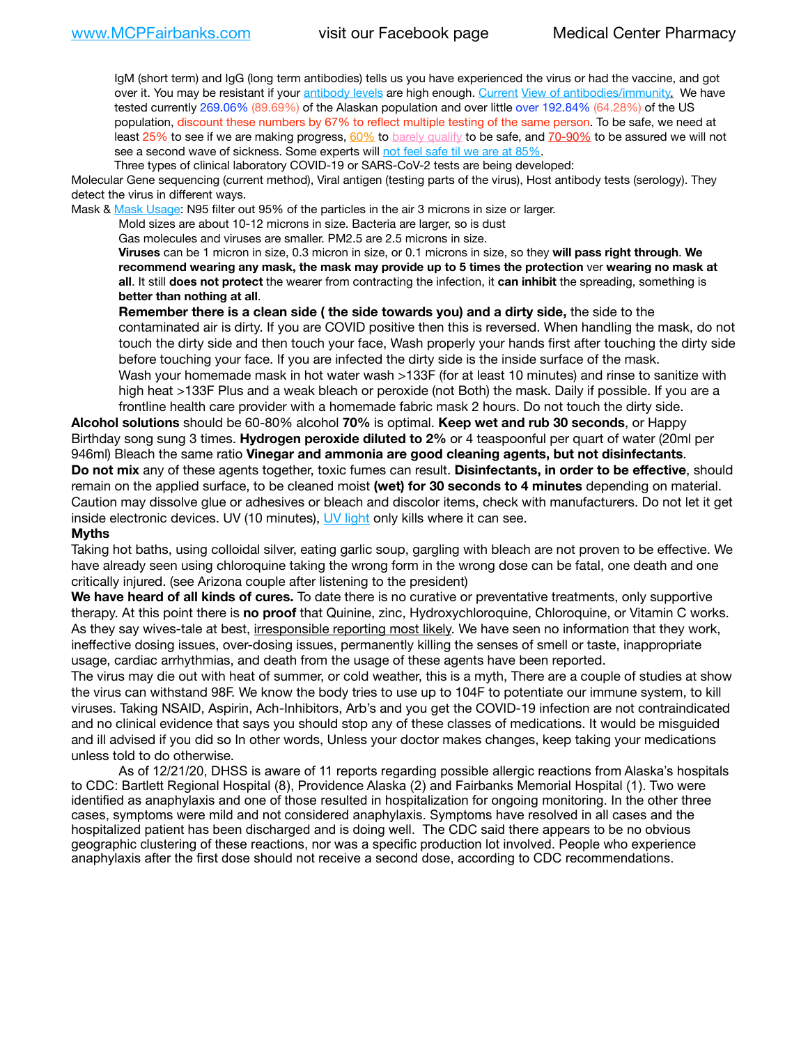IgM (short term) and IgG (long term antibodies) tells us you have experienced the virus or had the vaccine, and got over it. You may be resistant if your antibody levels are high enough. Current View of antibodies/immunity. We have tested currently 269.06% (89.69%) of the Alaskan population and over little over 192.84% (64.28%) of the US population, discount these numbers by 67% to reflect multiple testing of the same person. To be safe, we need at least 25% to see if we are making progress, 60% to barely qualify to be safe, and 70-90% to be assured we will not see a second wave of sickness. Some experts will not feel safe til we are at 85%.

Three types of clinical laboratory COVID-19 or SARS-CoV-2 tests are being developed:

Molecular Gene sequencing (current method), Viral antigen (testing parts of the virus), Host antibody tests (serology). They detect the virus in different ways.

Mask & Mask Usage: N95 filter out 95% of the particles in the air 3 microns in size or larger.

Mold sizes are about 10-12 microns in size. Bacteria are larger, so is dust

Gas molecules and viruses are smaller. PM2.5 are 2.5 microns in size.

**Viruses** can be 1 micron in size, 0.3 micron in size, or 0.1 microns in size, so they **will pass right through**. **We recommend wearing any mask, the mask may provide up to 5 times the protection** ver **wearing no mask at all**. It still **does not protect** the wearer from contracting the infection, it **can inhibit** the spreading, something is **better than nothing at all**.

**Remember there is a clean side ( the side towards you) and a dirty side,** the side to the contaminated air is dirty. If you are COVID positive then this is reversed. When handling the mask, do not touch the dirty side and then touch your face, Wash properly your hands first after touching the dirty side before touching your face. If you are infected the dirty side is the inside surface of the mask.

Wash your homemade mask in hot water wash >133F (for at least 10 minutes) and rinse to sanitize with high heat >133F Plus and a weak bleach or peroxide (not Both) the mask. Daily if possible. If you are a frontline health care provider with a homemade fabric mask 2 hours. Do not touch the dirty side.

**Alcohol solutions** should be 60-80% alcohol **70%** is optimal. **Keep wet and rub 30 seconds**, or Happy Birthday song sung 3 times. **Hydrogen peroxide diluted to 2%** or 4 teaspoonful per quart of water (20ml per 946ml) Bleach the same ratio **Vinegar and ammonia are good cleaning agents, but not disinfectants**.

**Do not mix** any of these agents together, toxic fumes can result. **Disinfectants, in order to be effective**, should remain on the applied surface, to be cleaned moist **(wet) for 30 seconds to 4 minutes** depending on material. Caution may dissolve glue or adhesives or bleach and discolor items, check with manufacturers. Do not let it get inside electronic devices. UV (10 minutes), UV light only kills where it can see.

**Myths**

Taking hot baths, using colloidal silver, eating garlic soup, gargling with bleach are not proven to be effective. We have already seen using chloroquine taking the wrong form in the wrong dose can be fatal, one death and one critically injured. (see Arizona couple after listening to the president)

**We have heard of all kinds of cures.** To date there is no curative or preventative treatments, only supportive therapy. At this point there is **no proof** that Quinine, zinc, Hydroxychloroquine, Chloroquine, or Vitamin C works. As they say wives-tale at best, irresponsible reporting most likely. We have seen no information that they work, ineffective dosing issues, over-dosing issues, permanently killing the senses of smell or taste, inappropriate usage, cardiac arrhythmias, and death from the usage of these agents have been reported.

The virus may die out with heat of summer, or cold weather, this is a myth, There are a couple of studies at show the virus can withstand 98F. We know the body tries to use up to 104F to potentiate our immune system, to kill viruses. Taking NSAID, Aspirin, Ach-Inhibitors, Arb's and you get the COVID-19 infection are not contraindicated and no clinical evidence that says you should stop any of these classes of medications. It would be misguided and ill advised if you did so In other words, Unless your doctor makes changes, keep taking your medications unless told to do otherwise.

As of 12/21/20, DHSS is aware of 11 reports regarding possible allergic reactions from Alaska's hospitals to CDC: Bartlett Regional Hospital (8), Providence Alaska (2) and Fairbanks Memorial Hospital (1). Two were identified as anaphylaxis and one of those resulted in hospitalization for ongoing monitoring. In the other three cases, symptoms were mild and not considered anaphylaxis. Symptoms have resolved in all cases and the hospitalized patient has been discharged and is doing well. The CDC said there appears to be no obvious geographic clustering of these reactions, nor was a specific production lot involved. People who experience anaphylaxis after the first dose should not receive a second dose, according to CDC recommendations.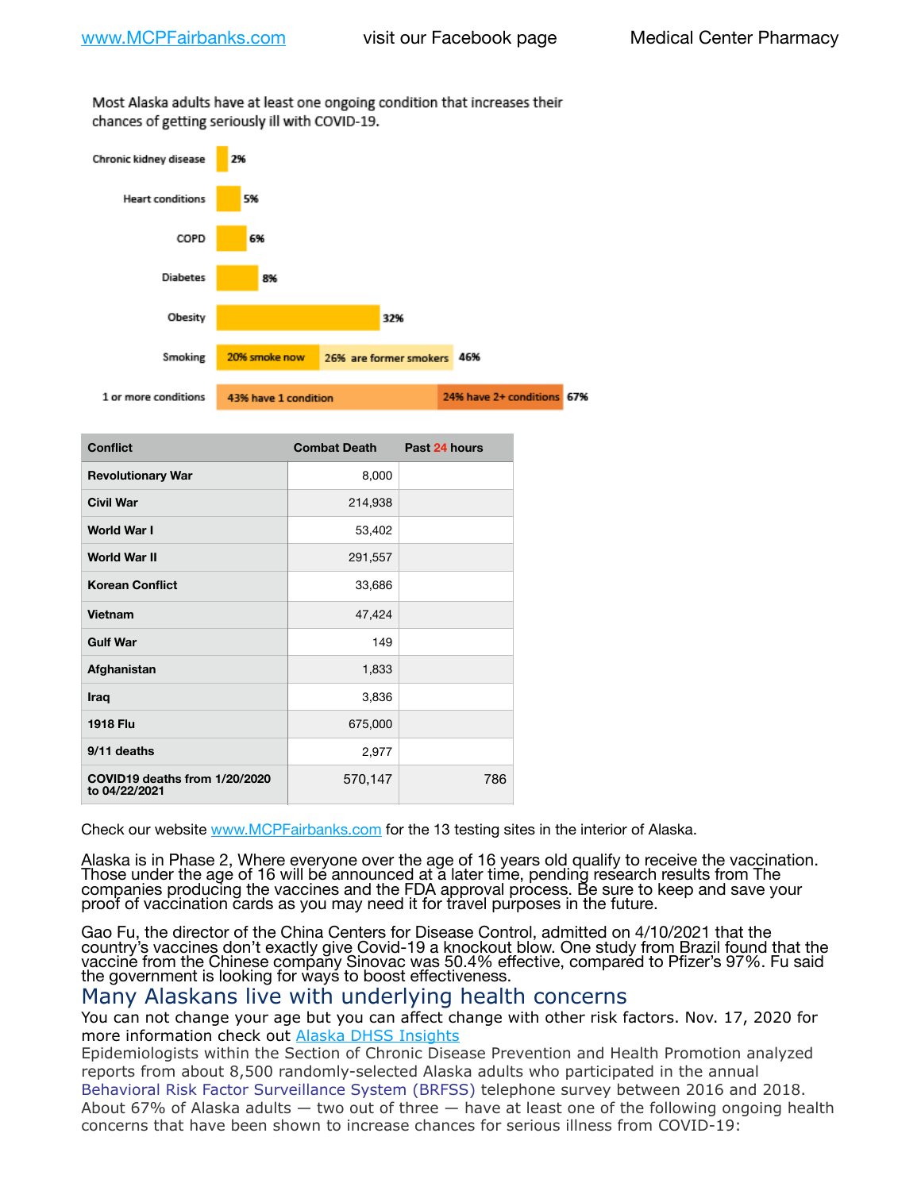Most Alaska adults have at least one ongoing condition that increases their chances of getting seriously ill with COVID-19.

| Condition | Percentage |
|---|---|
| Chronic kidney disease | 2% |
| Heart conditions | 5% |
| COPD | 6% |
| Diabetes | 8% |
| Obesity | 32% |
| Smoking | 20% smoke now; 26% are former smokers; 46% |
| 1 or more conditions | 43% have 1 condition; 24% have 2+ conditions; 67% |

| Conflict | Combat Death | Past 24 hours |
|---|---|---|
| Revolutionary War | 8,000 | |
| Civil War | 214,938 | |
| World War I | 53,402 | |
| World War II | 291,557 | |
| Korean Conflict | 33,686 | |
| Vietnam | 47,424 | |
| Gulf War | 149 | |
| Afghanistan | 1,833 | |
| Iraq | 3,836 | |
| 1918 Flu | 675,000 | |
| 9/11 deaths | 2,977 | |
| COVID19 deaths from 1/20/2020 to 04/22/2021 | 570,147 | 786 |

Check our website www.MCPFairbanks.com for the 13 testing sites in the interior of Alaska.

Alaska is in Phase 2, Where everyone over the age of 16 years old qualify to receive the vaccination. Those under the age of 16 will be announced at a later time, pending research results from The companies producing the vaccines and the FDA approval process. Be sure to keep and save your proof of vaccination cards as you may need it for travel purposes in the future.

Gao Fu, the director of the China Centers for Disease Control, admitted on 4/10/2021 that the country's vaccines don't exactly give Covid-19 a knockout blow. One study from Brazil found that the vaccine from the Chinese company Sinovac was 50.4% effective, compared to Pfizer's 97%. Fu said the government is looking for ways to boost effectiveness.

## Many Alaskans live with underlying health concerns

You can not change your age but you can affect change with other risk factors. Nov. 17, 2020 for more information check out Alaska DHSS Insights

Epidemiologists within the Section of Chronic Disease Prevention and Health Promotion analyzed reports from about 8,500 randomly-selected Alaska adults who participated in the annual Behavioral Risk Factor Surveillance System (BRFSS) telephone survey between 2016 and 2018. About 67% of Alaska adults — two out of three — have at least one of the following ongoing health concerns that have been shown to increase chances for serious illness from COVID-19: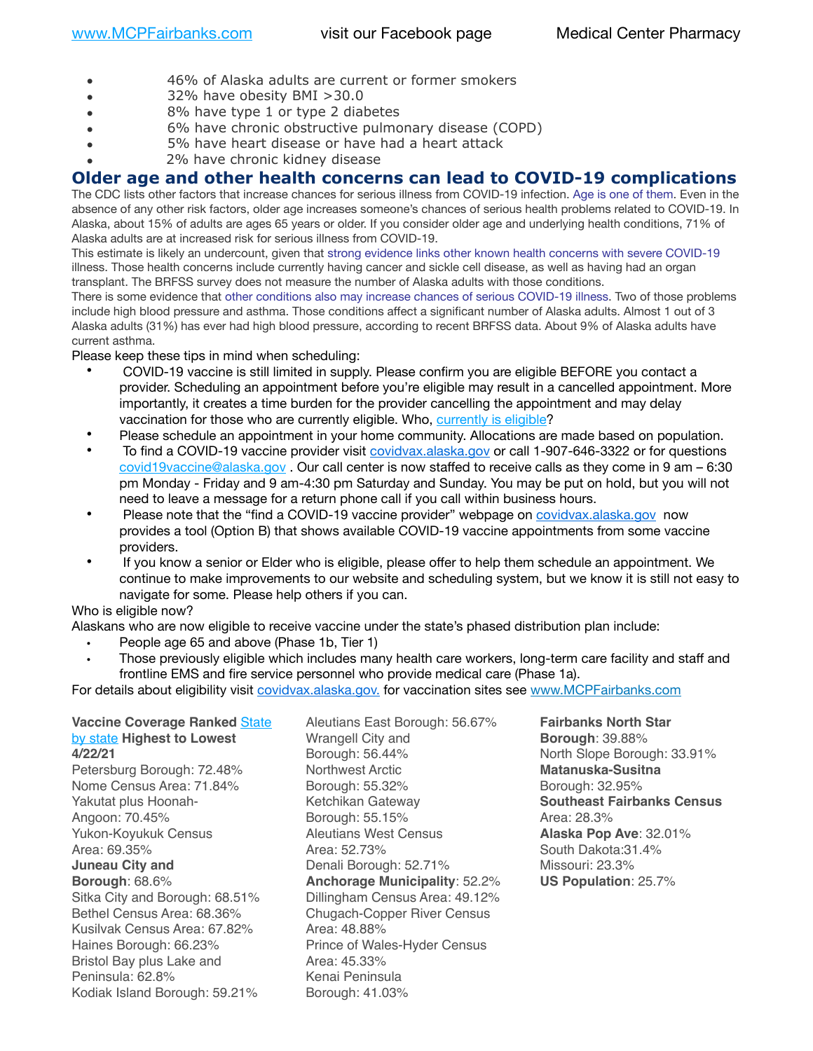- 46% of Alaska adults are current or former smokers
- 32% have obesity BMI >30.0
- 8% have type 1 or type 2 diabetes
- 6% have chronic obstructive pulmonary disease (COPD)
- 5% have heart disease or have had a heart attack
- 2% have chronic kidney disease

## Older age and other health concerns can lead to COVID-19 complications

The CDC lists other factors that increase chances for serious illness from COVID-19 infection. Age is one of them. Even in the absence of any other risk factors, older age increases someone's chances of serious health problems related to COVID-19. In Alaska, about 15% of adults are ages 65 years or older. If you consider older age and underlying health conditions, 71% of Alaska adults are at increased risk for serious illness from COVID-19.

This estimate is likely an undercount, given that strong evidence links other known health concerns with severe COVID-19 illness. Those health concerns include currently having cancer and sickle cell disease, as well as having had an organ transplant. The BRFSS survey does not measure the number of Alaska adults with those conditions.

There is some evidence that other conditions also may increase chances of serious COVID-19 illness. Two of those problems include high blood pressure and asthma. Those conditions affect a significant number of Alaska adults. Almost 1 out of 3 Alaska adults (31%) has ever had high blood pressure, according to recent BRFSS data. About 9% of Alaska adults have current asthma.

Please keep these tips in mind when scheduling:

- COVID-19 vaccine is still limited in supply. Please confirm you are eligible BEFORE you contact a provider. Scheduling an appointment before you're eligible may result in a cancelled appointment. More importantly, it creates a time burden for the provider cancelling the appointment and may delay vaccination for those who are currently eligible. Who, currently is eligible?
- Please schedule an appointment in your home community. Allocations are made based on population.
- To find a COVID-19 vaccine provider visit covidvax.alaska.gov or call 1-907-646-3322 or for questions covid19vaccine@alaska.gov . Our call center is now staffed to receive calls as they come in 9 am – 6:30 pm Monday - Friday and 9 am-4:30 pm Saturday and Sunday. You may be put on hold, but you will not need to leave a message for a return phone call if you call within business hours.
- Please note that the "find a COVID-19 vaccine provider" webpage on covidvax.alaska.gov now provides a tool (Option B) that shows available COVID-19 vaccine appointments from some vaccine providers.
- If you know a senior or Elder who is eligible, please offer to help them schedule an appointment. We continue to make improvements to our website and scheduling system, but we know it is still not easy to navigate for some. Please help others if you can.

Who is eligible now?

Alaskans who are now eligible to receive vaccine under the state's phased distribution plan include:

- People age 65 and above (Phase 1b, Tier 1)
- Those previously eligible which includes many health care workers, long-term care facility and staff and frontline EMS and fire service personnel who provide medical care (Phase 1a).

For details about eligibility visit covidvax.alaska.gov. for vaccination sites see www.MCPFairbanks.com

**Vaccine Coverage Ranked State by state Highest to Lowest 4/22/21**

Petersburg Borough: 72.48%
Nome Census Area: 71.84%
Yakutat plus Hoonah-Angoon: 70.45%
Yukon-Koyukuk Census Area: 69.35%
**Juneau City and Borough**: 68.6%
Sitka City and Borough: 68.51%
Bethel Census Area: 68.36%
Kusilvak Census Area: 67.82%
Haines Borough: 66.23%
Bristol Bay plus Lake and Peninsula: 62.8%
Kodiak Island Borough: 59.21%
Aleutians East Borough: 56.67%
Wrangell City and Borough: 56.44%
Northwest Arctic Borough: 55.32%
Ketchikan Gateway Borough: 55.15%
Aleutians West Census Area: 52.73%
Denali Borough: 52.71%
**Anchorage Municipality**: 52.2%
Dillingham Census Area: 49.12%
Chugach-Copper River Census Area: 48.88%
Prince of Wales-Hyder Census Area: 45.33%
Kenai Peninsula Borough: 41.03%
**Fairbanks North Star Borough**: 39.88%
North Slope Borough: 33.91%
**Matanuska-Susitna Borough**: 32.95%
**Southeast Fairbanks Census Area**: 28.3%
**Alaska Pop Ave**: 32.01%
South Dakota:31.4%
Missouri: 23.3%
**US Population**: 25.7%